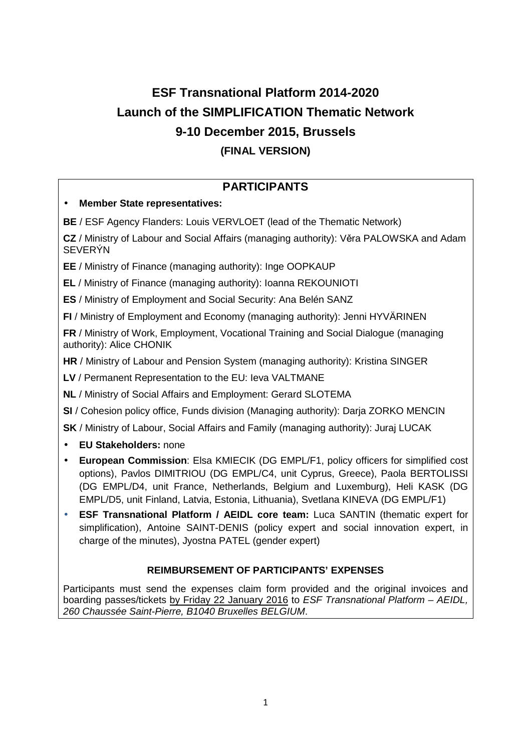# ESF Transnational Platform 2014-2020

# Launch of the SIMPLIFICATION Thematic Network

# 9-10 December 2015, Brussels

## (FINAL VERSION)

## PARTICIPANTS

- **Member State representatives:**

**BE** / ESF Agency Flanders: Louis VERVLOET (lead of the Thematic Network)

**CZ** / Ministry of Labour and Social Affairs (managing authority): Věra PALOWSKA and Adam SEVERÝN

**EE** / Ministry of Finance (managing authority): Inge OOPKAUP

**EL** / Ministry of Finance (managing authority): Ioanna REKOUNIOTI

**ES** / Ministry of Employment and Social Security: Ana Belén SANZ

**FI** / Ministry of Employment and Economy (managing authority): Jenni HYVÄRINEN

**FR** / Ministry of Work, Employment, Vocational Training and Social Dialogue (managing authority): Alice CHONIK

**HR** / Ministry of Labour and Pension System (managing authority): Kristina SINGER

**LV** / Permanent Representation to the EU: Ieva VALTMANE

**NL** / Ministry of Social Affairs and Employment: Gerard SLOTEMA

**SI** / Cohesion policy office, Funds division (Managing authority): Darja ZORKO MENCIN

**SK** / Ministry of Labour, Social Affairs and Family (managing authority): Juraj LUCAK

- **EU Stakeholders:** none
- **European Commission**: Elsa KMIECIK (DG EMPL/F1, policy officers for simplified cost options), Pavlos DIMITRIOU (DG EMPL/C4, unit Cyprus, Greece), Paola BERTOLISSI (DG EMPL/D4, unit France, Netherlands, Belgium and Luxemburg), Heli KASK (DG EMPL/D5, unit Finland, Latvia, Estonia, Lithuania), Svetlana KINEVA (DG EMPL/F1)
- **ESF Transnational Platform / AEIDL core team:** Luca SANTIN (thematic expert for simplification), Antoine SAINT-DENIS (policy expert and social innovation expert, in charge of the minutes), Jyostna PATEL (gender expert)

### REIMBURSEMENT OF PARTICIPANTS' EXPENSES

Participants must send the expenses claim form provided and the original invoices and boarding passes/tickets by Friday 22 January 2016 to *ESF Transnational Platform – AEIDL, 260 Chaussée Saint-Pierre, B1040 Bruxelles BELGIUM*.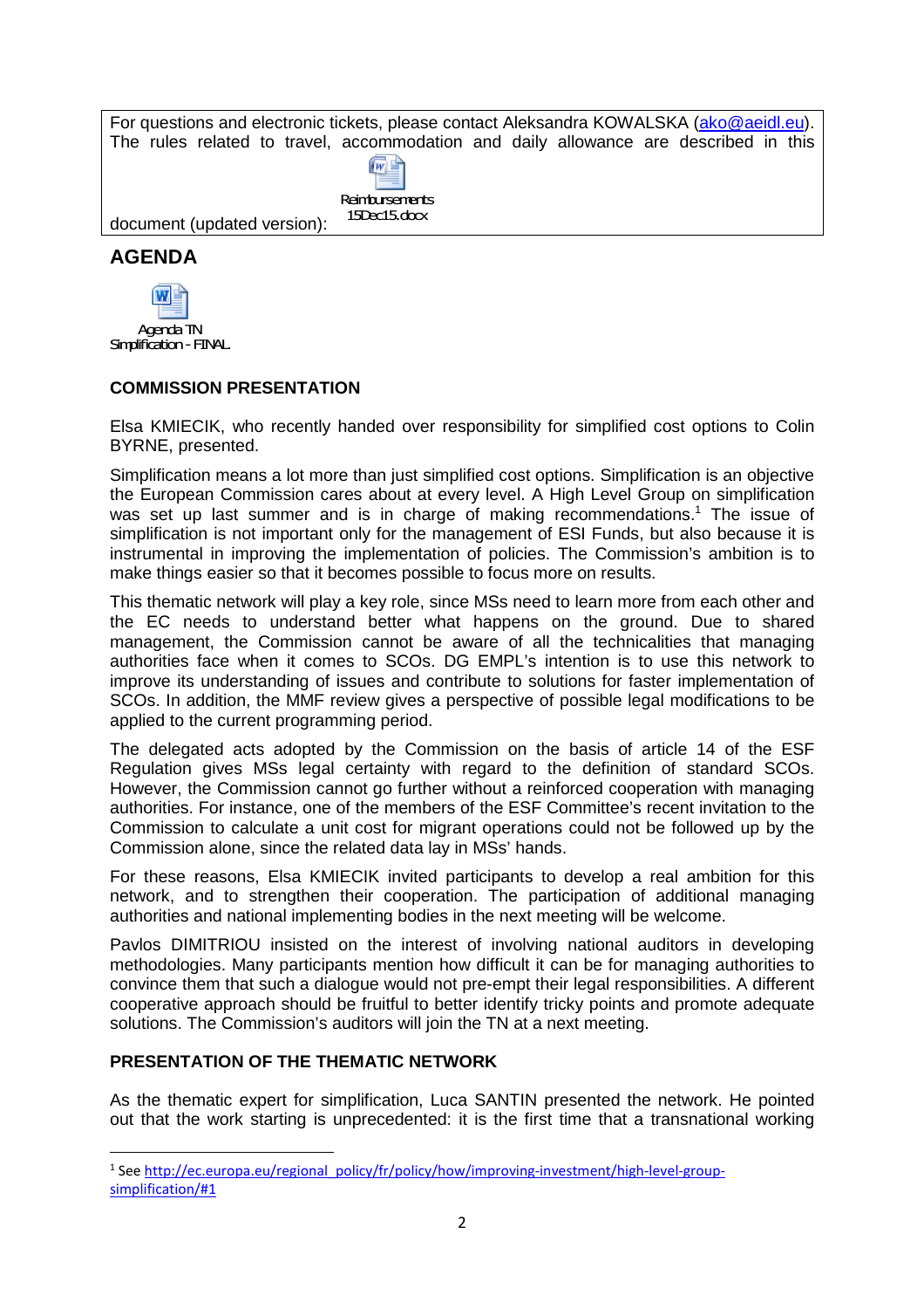For questions and electronic tickets, please contact Aleksandra KOWALSKA (ako@aeidl.eu). The rules related to travel, accommodation and daily allowance are described in this document (updated version): Reimbursements 15Dec15.docx

## AGENDA

Agenda TN Simplification - FINAL

### COMMISSION PRESENTATION

Elsa KMIECIK, who recently handed over responsibility for simplified cost options to Colin BYRNE, presented.

Simplification means a lot more than just simplified cost options. Simplification is an objective the European Commission cares about at every level. A High Level Group on simplification was set up last summer and is in charge of making recommendations.[1] The issue of simplification is not important only for the management of ESI Funds, but also because it is instrumental in improving the implementation of policies. The Commission's ambition is to make things easier so that it becomes possible to focus more on results.

This thematic network will play a key role, since MSs need to learn more from each other and the EC needs to understand better what happens on the ground. Due to shared management, the Commission cannot be aware of all the technicalities that managing authorities face when it comes to SCOs. DG EMPL's intention is to use this network to improve its understanding of issues and contribute to solutions for faster implementation of SCOs. In addition, the MMF review gives a perspective of possible legal modifications to be applied to the current programming period.

The delegated acts adopted by the Commission on the basis of article 14 of the ESF Regulation gives MSs legal certainty with regard to the definition of standard SCOs. However, the Commission cannot go further without a reinforced cooperation with managing authorities. For instance, one of the members of the ESF Committee's recent invitation to the Commission to calculate a unit cost for migrant operations could not be followed up by the Commission alone, since the related data lay in MSs' hands.

For these reasons, Elsa KMIECIK invited participants to develop a real ambition for this network, and to strengthen their cooperation. The participation of additional managing authorities and national implementing bodies in the next meeting will be welcome.

Pavlos DIMITRIOU insisted on the interest of involving national auditors in developing methodologies. Many participants mention how difficult it can be for managing authorities to convince them that such a dialogue would not pre-empt their legal responsibilities. A different cooperative approach should be fruitful to better identify tricky points and promote adequate solutions. The Commission's auditors will join the TN at a next meeting.

### PRESENTATION OF THE THEMATIC NETWORK

As the thematic expert for simplification, Luca SANTIN presented the network. He pointed out that the work starting is unprecedented: it is the first time that a transnational working

---

[1] See http://ec.europa.eu/regional_policy/fr/policy/how/improving-investment/high-level-group-simplification/#1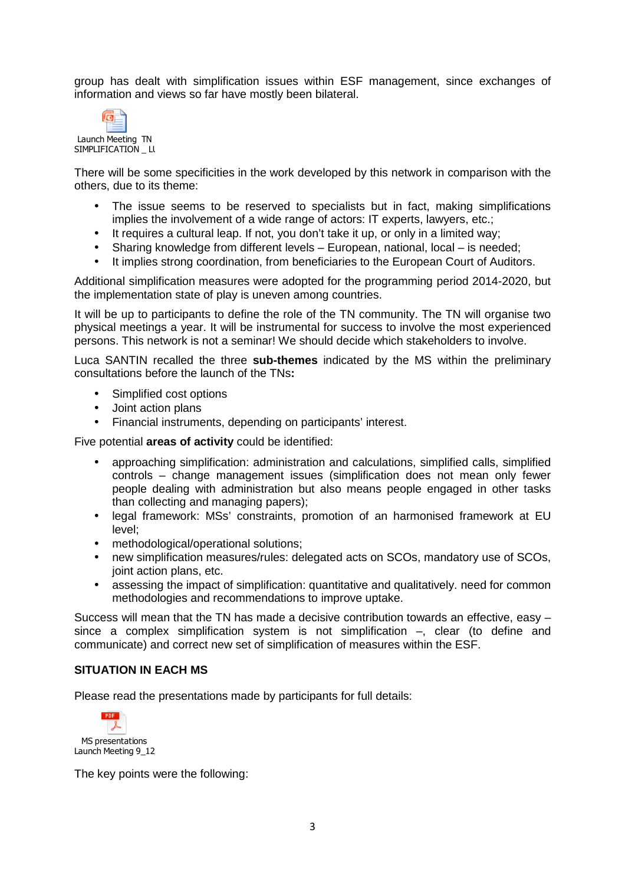group has dealt with simplification issues within ESF management, since exchanges of information and views so far have mostly been bilateral.

Launch Meeting TN SIMPLIFICATION _ LL

There will be some specificities in the work developed by this network in comparison with the others, due to its theme:

- The issue seems to be reserved to specialists but in fact, making simplifications implies the involvement of a wide range of actors: IT experts, lawyers, etc.;
- It requires a cultural leap. If not, you don't take it up, or only in a limited way;
- Sharing knowledge from different levels – European, national, local – is needed;
- It implies strong coordination, from beneficiaries to the European Court of Auditors.

Additional simplification measures were adopted for the programming period 2014-2020, but the implementation state of play is uneven among countries.

It will be up to participants to define the role of the TN community. The TN will organise two physical meetings a year. It will be instrumental for success to involve the most experienced persons. This network is not a seminar! We should decide which stakeholders to involve.

Luca SANTIN recalled the three **sub-themes** indicated by the MS within the preliminary consultations before the launch of the TNs**:**

- Simplified cost options
- Joint action plans
- Financial instruments, depending on participants' interest.

Five potential **areas of activity** could be identified:

- approaching simplification: administration and calculations, simplified calls, simplified controls – change management issues (simplification does not mean only fewer people dealing with administration but also means people engaged in other tasks than collecting and managing papers);
- legal framework: MSs' constraints, promotion of an harmonised framework at EU level;
- methodological/operational solutions;
- new simplification measures/rules: delegated acts on SCOs, mandatory use of SCOs, joint action plans, etc.
- assessing the impact of simplification: quantitative and qualitatively. need for common methodologies and recommendations to improve uptake.

Success will mean that the TN has made a decisive contribution towards an effective, easy – since a complex simplification system is not simplification –, clear (to define and communicate) and correct new set of simplification of measures within the ESF.

**SITUATION IN EACH MS**

Please read the presentations made by participants for full details:

MS presentations Launch Meeting 9_12

The key points were the following: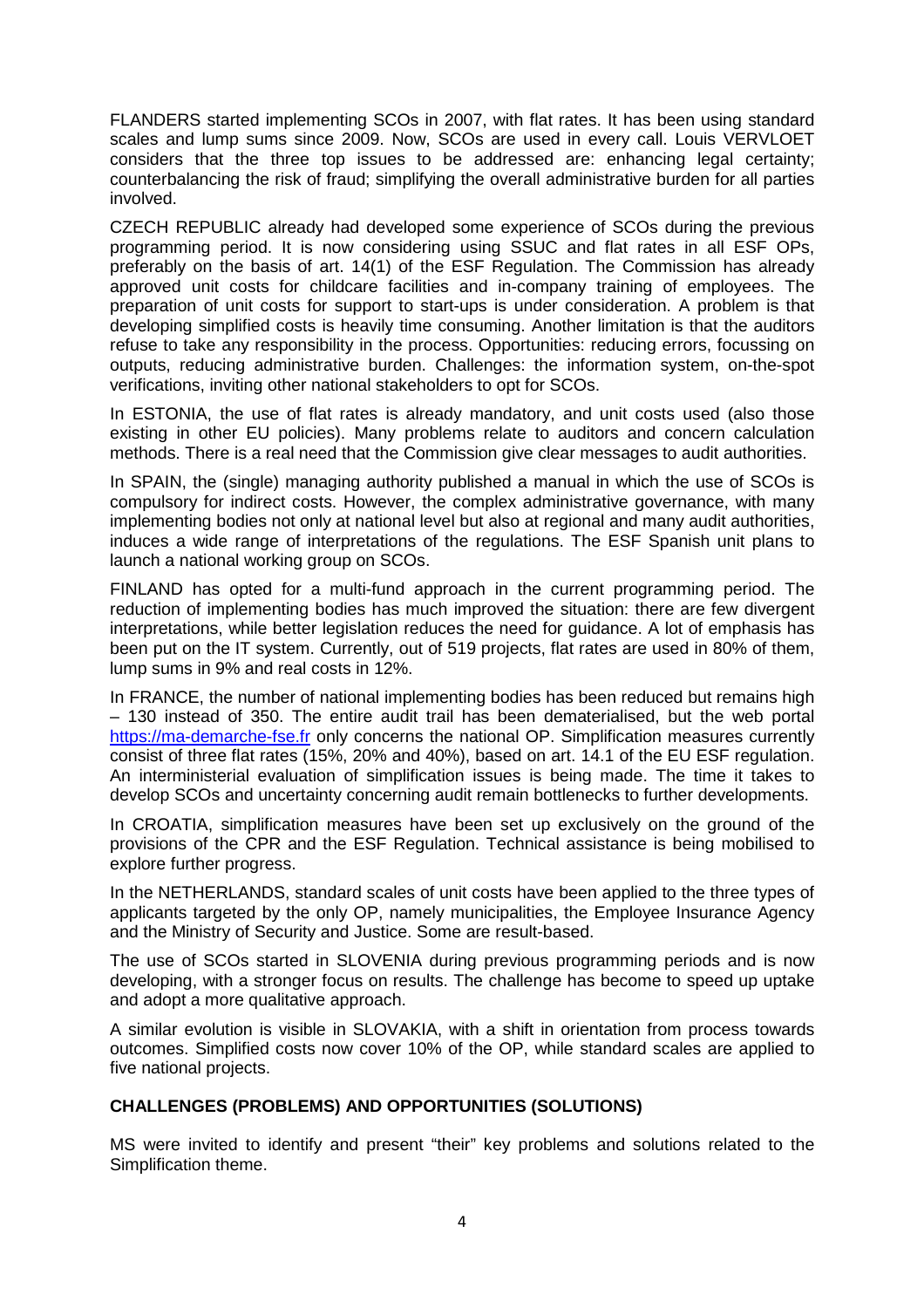FLANDERS started implementing SCOs in 2007, with flat rates. It has been using standard scales and lump sums since 2009. Now, SCOs are used in every call. Louis VERVLOET considers that the three top issues to be addressed are: enhancing legal certainty; counterbalancing the risk of fraud; simplifying the overall administrative burden for all parties involved.

CZECH REPUBLIC already had developed some experience of SCOs during the previous programming period. It is now considering using SSUC and flat rates in all ESF OPs, preferably on the basis of art. 14(1) of the ESF Regulation. The Commission has already approved unit costs for childcare facilities and in-company training of employees. The preparation of unit costs for support to start-ups is under consideration. A problem is that developing simplified costs is heavily time consuming. Another limitation is that the auditors refuse to take any responsibility in the process. Opportunities: reducing errors, focussing on outputs, reducing administrative burden. Challenges: the information system, on-the-spot verifications, inviting other national stakeholders to opt for SCOs.

In ESTONIA, the use of flat rates is already mandatory, and unit costs used (also those existing in other EU policies). Many problems relate to auditors and concern calculation methods. There is a real need that the Commission give clear messages to audit authorities.

In SPAIN, the (single) managing authority published a manual in which the use of SCOs is compulsory for indirect costs. However, the complex administrative governance, with many implementing bodies not only at national level but also at regional and many audit authorities, induces a wide range of interpretations of the regulations. The ESF Spanish unit plans to launch a national working group on SCOs.

FINLAND has opted for a multi-fund approach in the current programming period. The reduction of implementing bodies has much improved the situation: there are few divergent interpretations, while better legislation reduces the need for guidance. A lot of emphasis has been put on the IT system. Currently, out of 519 projects, flat rates are used in 80% of them, lump sums in 9% and real costs in 12%.

In FRANCE, the number of national implementing bodies has been reduced but remains high – 130 instead of 350. The entire audit trail has been dematerialised, but the web portal https://ma-demarche-fse.fr only concerns the national OP. Simplification measures currently consist of three flat rates (15%, 20% and 40%), based on art. 14.1 of the EU ESF regulation. An interministerial evaluation of simplification issues is being made. The time it takes to develop SCOs and uncertainty concerning audit remain bottlenecks to further developments.

In CROATIA, simplification measures have been set up exclusively on the ground of the provisions of the CPR and the ESF Regulation. Technical assistance is being mobilised to explore further progress.

In the NETHERLANDS, standard scales of unit costs have been applied to the three types of applicants targeted by the only OP, namely municipalities, the Employee Insurance Agency and the Ministry of Security and Justice. Some are result-based.

The use of SCOs started in SLOVENIA during previous programming periods and is now developing, with a stronger focus on results. The challenge has become to speed up uptake and adopt a more qualitative approach.

A similar evolution is visible in SLOVAKIA, with a shift in orientation from process towards outcomes. Simplified costs now cover 10% of the OP, while standard scales are applied to five national projects.

## CHALLENGES (PROBLEMS) AND OPPORTUNITIES (SOLUTIONS)

MS were invited to identify and present "their" key problems and solutions related to the Simplification theme.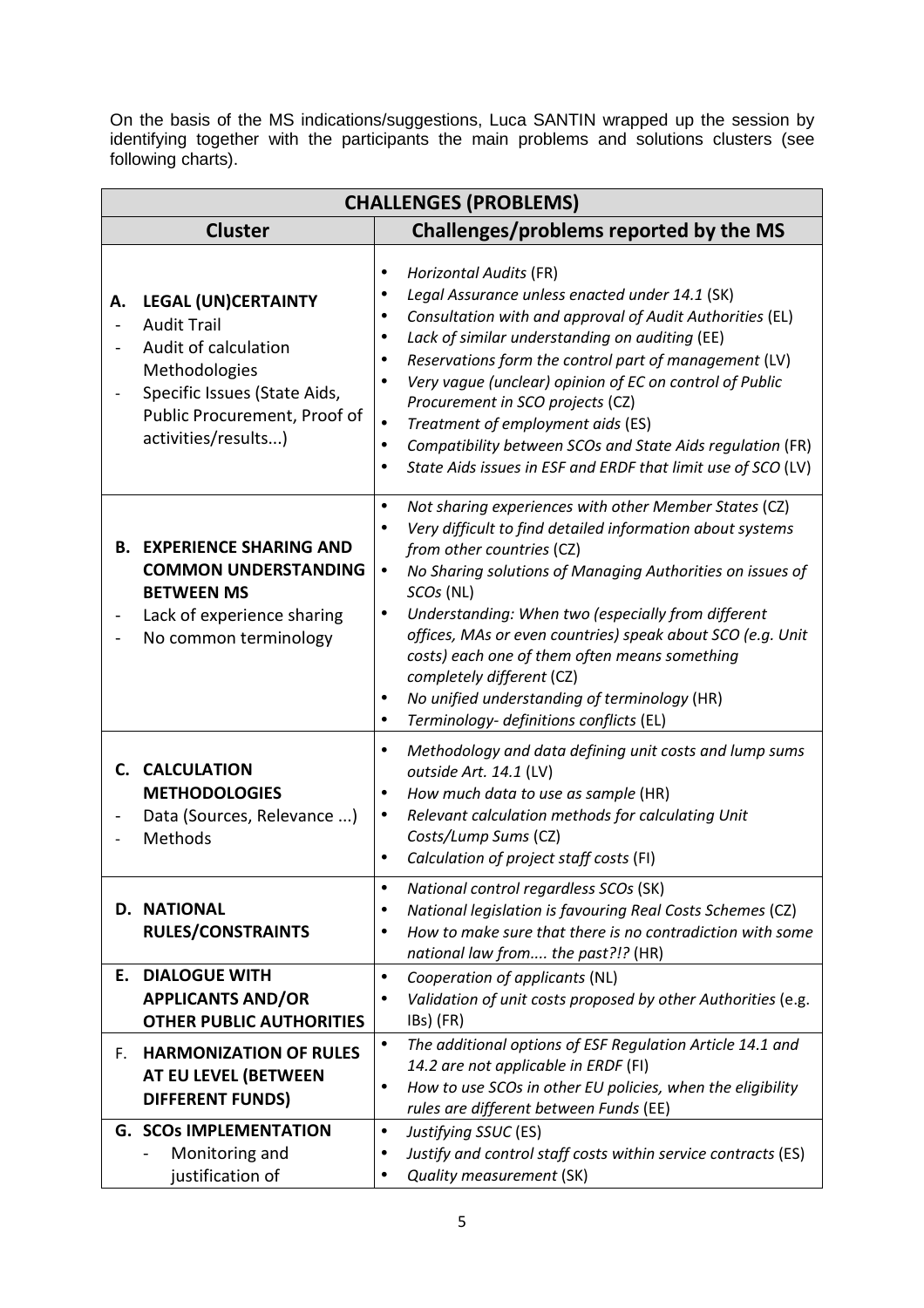On the basis of the MS indications/suggestions, Luca SANTIN wrapped up the session by identifying together with the participants the main problems and solutions clusters (see following charts).

| **CHALLENGES (PROBLEMS)** | |
|---|---|
| **Cluster** | **Challenges/problems reported by the MS** |
| **A. LEGAL (UN)CERTAINTY**<br>- Audit Trail<br>- Audit of calculation Methodologies<br>- Specific Issues (State Aids, Public Procurement, Proof of activities/results...) | • *Horizontal Audits* (FR)<br>• *Legal Assurance unless enacted under 14.1* (SK)<br>• *Consultation with and approval of Audit Authorities* (EL)<br>• *Lack of similar understanding on auditing* (EE)<br>• *Reservations form the control part of management* (LV)<br>• *Very vague (unclear) opinion of EC on control of Public Procurement in SCO projects* (CZ)<br>• *Treatment of employment aids* (ES)<br>• *Compatibility between SCOs and State Aids regulation* (FR)<br>• *State Aids issues in ESF and ERDF that limit use of SCO* (LV) |
| **B. EXPERIENCE SHARING AND COMMON UNDERSTANDING BETWEEN MS**<br>- Lack of experience sharing<br>- No common terminology | • *Not sharing experiences with other Member States* (CZ)<br>• *Very difficult to find detailed information about systems from other countries* (CZ)<br>• *No Sharing solutions of Managing Authorities on issues of SCOs* (NL)<br>• *Understanding: When two (especially from different offices, MAs or even countries) speak about SCO (e.g. Unit costs) each one of them often means something completely different* (CZ)<br>• *No unified understanding of terminology* (HR)<br>• *Terminology- definitions conflicts* (EL) |
| **C. CALCULATION METHODOLOGIES**<br>- Data (Sources, Relevance ...)<br>- Methods | • *Methodology and data defining unit costs and lump sums outside Art. 14.1* (LV)<br>• *How much data to use as sample* (HR)<br>• *Relevant calculation methods for calculating Unit Costs/Lump Sums* (CZ)<br>• *Calculation of project staff costs* (FI) |
| **D. NATIONAL RULES/CONSTRAINTS** | • *National control regardless SCOs* (SK)<br>• *National legislation favouring Real Costs Schemes* (CZ)<br>• *How to make sure that there is no contradiction with some national law from.... the past?!?* (HR) |
| **E. DIALOGUE WITH APPLICANTS AND/OR OTHER PUBLIC AUTHORITIES** | • *Cooperation of applicants* (NL)<br>• *Validation of unit costs proposed by other Authorities* (e.g. IBs) (FR) |
| **F. HARMONIZATION OF RULES AT EU LEVEL (BETWEEN DIFFERENT FUNDS)** | • *The additional options of ESF Regulation Article 14.1 and 14.2 are not applicable in ERDF* (FI)<br>• *How to use SCOs in other EU policies, when the eligibility rules are different between Funds* (EE) |
| **G. SCOs IMPLEMENTATION**<br>- Monitoring and justification of | • *Justifying SSUC* (ES)<br>• *Justify and control staff costs within service contracts* (ES)<br>• *Quality measurement* (SK) |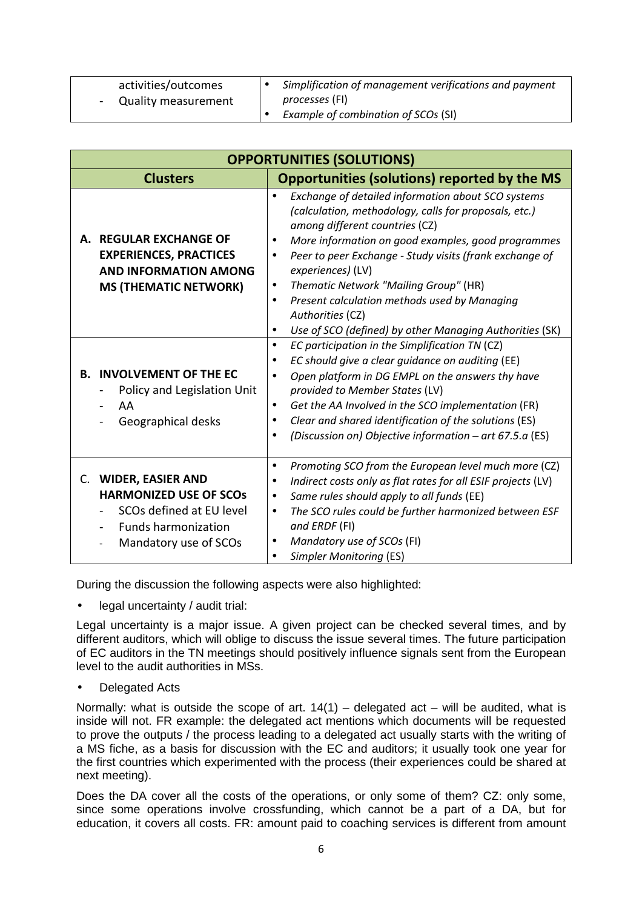| | |
|---|---|
| activities/outcomes<br>- Quality measurement | • *Simplification of management verifications and payment processes* (FI)<br>• *Example of combination of SCOs* (SI) |

| **OPPORTUNITIES (SOLUTIONS)** | |
|---|---|
| **Clusters** | **Opportunities (solutions) reported by the MS** |
| **A. REGULAR EXCHANGE OF EXPERIENCES, PRACTICES AND INFORMATION AMONG MS (THEMATIC NETWORK)** | • *Exchange of detailed information about SCO systems (calculation, methodology, calls for proposals, etc.) among different countries* (CZ)<br>• *More information on good examples, good programmes*<br>• *Peer to peer Exchange - Study visits (frank exchange of experiences)* (LV)<br>• *Thematic Network "Mailing Group"* (HR)<br>• *Present calculation methods used by Managing Authorities* (CZ)<br>• *Use of SCO (defined) by other Managing Authorities* (SK) |
| **B. INVOLVEMENT OF THE EC**<br>- Policy and Legislation Unit<br>- AA<br>- Geographical desks | • *EC participation in the Simplification TN* (CZ)<br>• *EC should give a clear guidance on auditing* (EE)<br>• *Open platform in DG EMPL on the answers thy have provided to Member States* (LV)<br>• *Get the AA Involved in the SCO implementation* (FR)<br>• *Clear and shared identification of the solutions* (ES)<br>• *(Discussion on) Objective information – art 67.5.a* (ES) |
| C. **WIDER, EASIER AND HARMONIZED USE OF SCOs**<br>- SCOs defined at EU level<br>- Funds harmonization<br>- Mandatory use of SCOs | • *Promoting SCO from the European level much more* (CZ)<br>• *Indirect costs only as flat rates for all ESIF projects* (LV)<br>• *Same rules should apply to all funds* (EE)<br>• *The SCO rules could be further harmonized between ESF and ERDF* (FI)<br>• *Mandatory use of SCOs* (FI)<br>• *Simpler Monitoring* (ES) |

During the discussion the following aspects were also highlighted:

- legal uncertainty / audit trial:

Legal uncertainty is a major issue. A given project can be checked several times, and by different auditors, which will oblige to discuss the issue several times. The future participation of EC auditors in the TN meetings should positively influence signals sent from the European level to the audit authorities in MSs.

- Delegated Acts

Normally: what is outside the scope of art. 14(1) – delegated act – will be audited, what is inside will not. FR example: the delegated act mentions which documents will be requested to prove the outputs / the process leading to a delegated act usually starts with the writing of a MS fiche, as a basis for discussion with the EC and auditors; it usually took one year for the first countries which experimented with the process (their experiences could be shared at next meeting).

Does the DA cover all the costs of the operations, or only some of them? CZ: only some, since some operations involve crossfunding, which cannot be a part of a DA, but for education, it covers all costs. FR: amount paid to coaching services is different from amount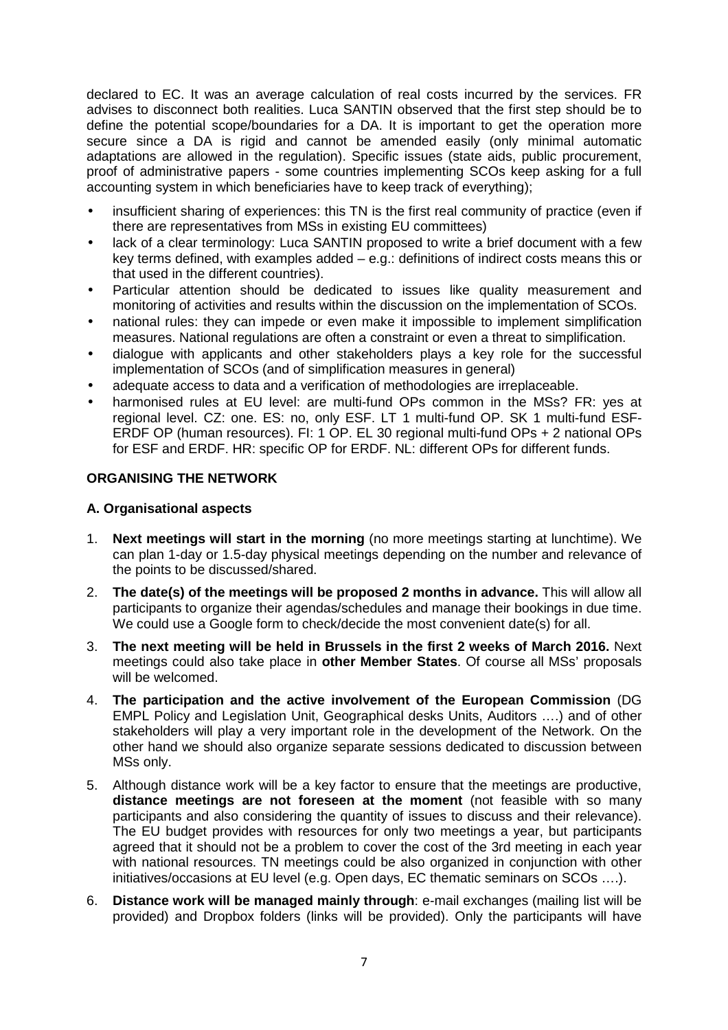declared to EC. It was an average calculation of real costs incurred by the services. FR advises to disconnect both realities. Luca SANTIN observed that the first step should be to define the potential scope/boundaries for a DA. It is important to get the operation more secure since a DA is rigid and cannot be amended easily (only minimal automatic adaptations are allowed in the regulation). Specific issues (state aids, public procurement, proof of administrative papers - some countries implementing SCOs keep asking for a full accounting system in which beneficiaries have to keep track of everything);

- insufficient sharing of experiences: this TN is the first real community of practice (even if there are representatives from MSs in existing EU committees)
- lack of a clear terminology: Luca SANTIN proposed to write a brief document with a few key terms defined, with examples added – e.g.: definitions of indirect costs means this or that used in the different countries).
- Particular attention should be dedicated to issues like quality measurement and monitoring of activities and results within the discussion on the implementation of SCOs.
- national rules: they can impede or even make it impossible to implement simplification measures. National regulations are often a constraint or even a threat to simplification.
- dialogue with applicants and other stakeholders plays a key role for the successful implementation of SCOs (and of simplification measures in general)
- adequate access to data and a verification of methodologies are irreplaceable.
- harmonised rules at EU level: are multi-fund OPs common in the MSs? FR: yes at regional level. CZ: one. ES: no, only ESF. LT 1 multi-fund OP. SK 1 multi-fund ESF-ERDF OP (human resources). FI: 1 OP. EL 30 regional multi-fund OPs + 2 national OPs for ESF and ERDF. HR: specific OP for ERDF. NL: different OPs for different funds.

## ORGANISING THE NETWORK

### A. Organisational aspects

1. **Next meetings will start in the morning** (no more meetings starting at lunchtime). We can plan 1-day or 1.5-day physical meetings depending on the number and relevance of the points to be discussed/shared.
2. **The date(s) of the meetings will be proposed 2 months in advance.** This will allow all participants to organize their agendas/schedules and manage their bookings in due time. We could use a Google form to check/decide the most convenient date(s) for all.
3. **The next meeting will be held in Brussels in the first 2 weeks of March 2016.** Next meetings could also take place in **other Member States**. Of course all MSs' proposals will be welcomed.
4. **The participation and the active involvement of the European Commission** (DG EMPL Policy and Legislation Unit, Geographical desks Units, Auditors ….) and of other stakeholders will play a very important role in the development of the Network. On the other hand we should also organize separate sessions dedicated to discussion between MSs only.
5. Although distance work will be a key factor to ensure that the meetings are productive, **distance meetings are not foreseen at the moment** (not feasible with so many participants and also considering the quantity of issues to discuss and their relevance). The EU budget provides with resources for only two meetings a year, but participants agreed that it should not be a problem to cover the cost of the 3rd meeting in each year with national resources. TN meetings could be also organized in conjunction with other initiatives/occasions at EU level (e.g. Open days, EC thematic seminars on SCOs ….).
6. **Distance work will be managed mainly through**: e-mail exchanges (mailing list will be provided) and Dropbox folders (links will be provided). Only the participants will have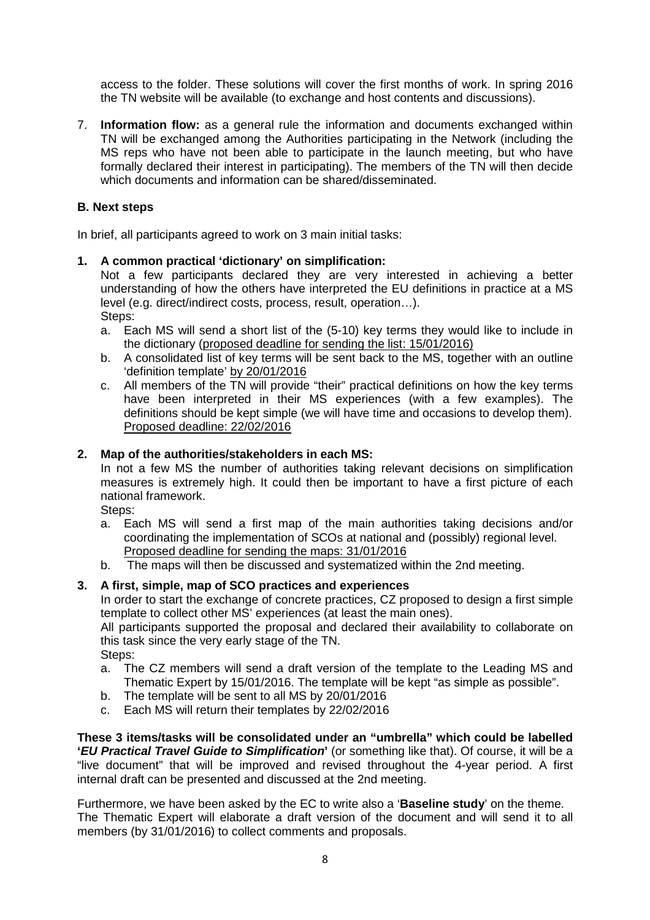access to the folder. These solutions will cover the first months of work. In spring 2016 the TN website will be available (to exchange and host contents and discussions).

7. **Information flow:** as a general rule the information and documents exchanged within TN will be exchanged among the Authorities participating in the Network (including the MS reps who have not been able to participate in the launch meeting, but who have formally declared their interest in participating). The members of the TN will then decide which documents and information can be shared/disseminated.

### B. Next steps

In brief, all participants agreed to work on 3 main initial tasks:

**1. A common practical 'dictionary' on simplification:**

Not a few participants declared they are very interested in achieving a better understanding of how the others have interpreted the EU definitions in practice at a MS level (e.g. direct/indirect costs, process, result, operation…).

Steps:

a. Each MS will send a short list of the (5-10) key terms they would like to include in the dictionary (proposed deadline for sending the list: 15/01/2016)
b. A consolidated list of key terms will be sent back to the MS, together with an outline 'definition template' by 20/01/2016
c. All members of the TN will provide "their" practical definitions on how the key terms have been interpreted in their MS experiences (with a few examples). The definitions should be kept simple (we will have time and occasions to develop them). Proposed deadline: 22/02/2016

**2. Map of the authorities/stakeholders in each MS:**

In not a few MS the number of authorities taking relevant decisions on simplification measures is extremely high. It could then be important to have a first picture of each national framework.

Steps:

a. Each MS will send a first map of the main authorities taking decisions and/or coordinating the implementation of SCOs at national and (possibly) regional level. Proposed deadline for sending the maps: 31/01/2016
b. The maps will then be discussed and systematized within the 2nd meeting.

**3. A first, simple, map of SCO practices and experiences**

In order to start the exchange of concrete practices, CZ proposed to design a first simple template to collect other MS' experiences (at least the main ones).

All participants supported the proposal and declared their availability to collaborate on this task since the very early stage of the TN.

Steps:

a. The CZ members will send a draft version of the template to the Leading MS and Thematic Expert by 15/01/2016. The template will be kept "as simple as possible".
b. The template will be sent to all MS by 20/01/2016
c. Each MS will return their templates by 22/02/2016

**These 3 items/tasks will be consolidated under an "umbrella" which could be labelled '*EU Practical Travel Guide to Simplification*'** (or something like that). Of course, it will be a "live document" that will be improved and revised throughout the 4-year period. A first internal draft can be presented and discussed at the 2nd meeting.

Furthermore, we have been asked by the EC to write also a '**Baseline study**' on the theme. The Thematic Expert will elaborate a draft version of the document and will send it to all members (by 31/01/2016) to collect comments and proposals.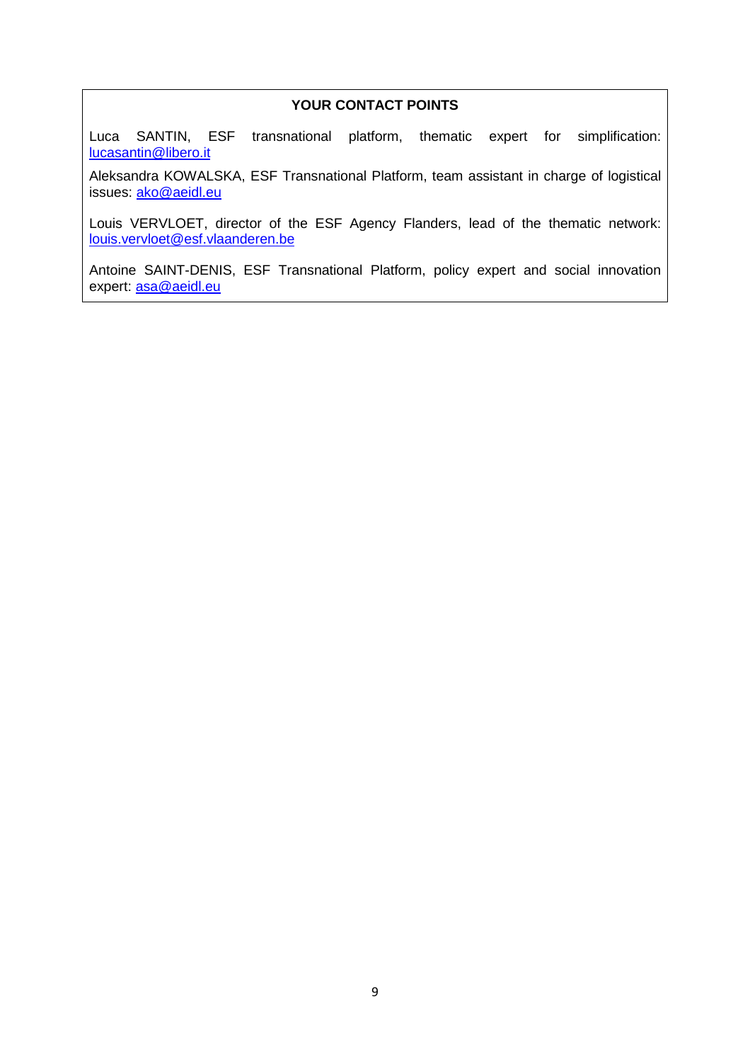**YOUR CONTACT POINTS**

Luca SANTIN, ESF transnational platform, thematic expert for simplification: lucasantin@libero.it

Aleksandra KOWALSKA, ESF Transnational Platform, team assistant in charge of logistical issues: ako@aeidl.eu

Louis VERVLOET, director of the ESF Agency Flanders, lead of the thematic network: louis.vervloet@esf.vlaanderen.be

Antoine SAINT-DENIS, ESF Transnational Platform, policy expert and social innovation expert: asa@aeidl.eu